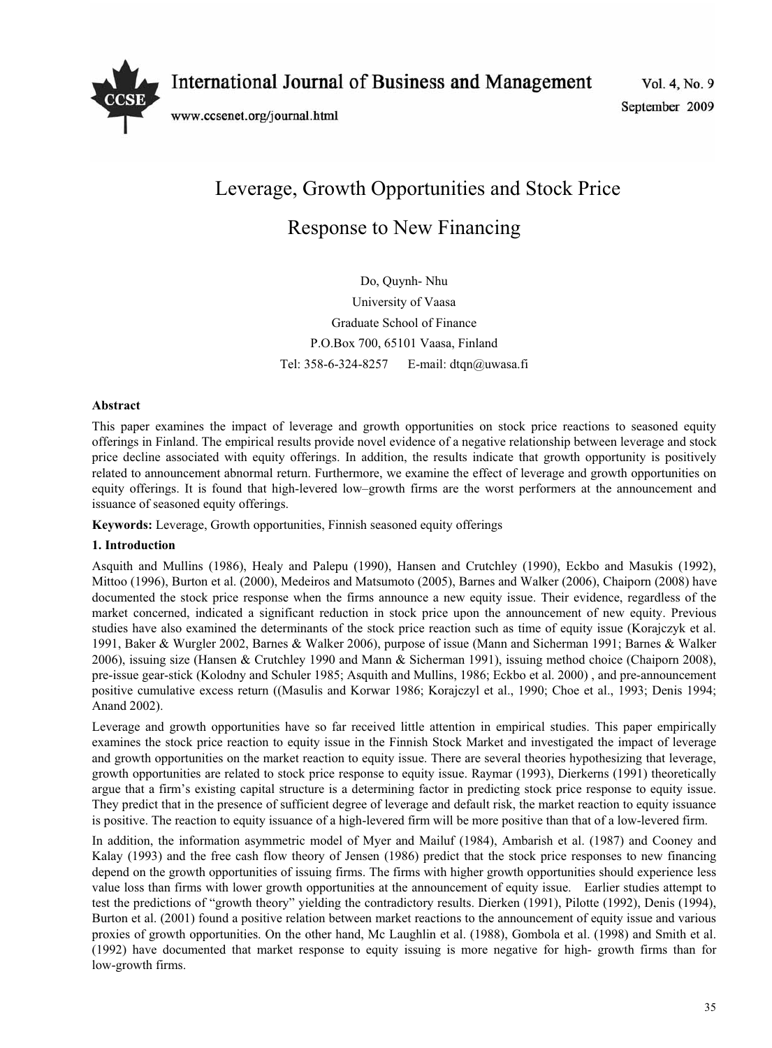# Leverage, Growth Opportunities and Stock Price Response to New Financing

Do, Quynh- Nhu

University of Vaasa

Graduate School of Finance

P.O.Box 700, 65101 Vaasa, Finland

Tel: 358-6-324-8257 E-mail: dtqn@uwasa.fi

**Abstract**

This paper examines the impact of leverage and growth opportunities on stock price reactions to seasoned equity offerings in Finland. The empirical results provide novel evidence of a negative relationship between leverage and stock price decline associated with equity offerings. In addition, the results indicate that growth opportunity is positively related to announcement abnormal return. Furthermore, we examine the effect of leverage and growth opportunities on equity offerings. It is found that high-levered low–growth firms are the worst performers at the announcement and issuance of seasoned equity offerings.

**Keywords:** Leverage, Growth opportunities, Finnish seasoned equity offerings

## 1. Introduction

Asquith and Mullins (1986), Healy and Palepu (1990), Hansen and Crutchley (1990), Eckbo and Masukis (1992), Mittoo (1996), Burton et al. (2000), Medeiros and Matsumoto (2005), Barnes and Walker (2006), Chaiporn (2008) have documented the stock price response when the firms announce a new equity issue. Their evidence, regardless of the market concerned, indicated a significant reduction in stock price upon the announcement of new equity. Previous studies have also examined the determinants of the stock price reaction such as time of equity issue (Korajczyk et al. 1991, Baker & Wurgler 2002, Barnes & Walker 2006), purpose of issue (Mann and Sicherman 1991; Barnes & Walker 2006), issuing size (Hansen & Crutchley 1990 and Mann & Sicherman 1991), issuing method choice (Chaiporn 2008), pre-issue gear-stick (Kolodny and Schuler 1985; Asquith and Mullins, 1986; Eckbo et al. 2000) , and pre-announcement positive cumulative excess return ((Masulis and Korwar 1986; Korajczyl et al., 1990; Choe et al., 1993; Denis 1994; Anand 2002).

Leverage and growth opportunities have so far received little attention in empirical studies. This paper empirically examines the stock price reaction to equity issue in the Finnish Stock Market and investigated the impact of leverage and growth opportunities on the market reaction to equity issue. There are several theories hypothesizing that leverage, growth opportunities are related to stock price response to equity issue. Raymar (1993), Dierkerns (1991) theoretically argue that a firm's existing capital structure is a determining factor in predicting stock price response to equity issue. They predict that in the presence of sufficient degree of leverage and default risk, the market reaction to equity issuance is positive. The reaction to equity issuance of a high-levered firm will be more positive than that of a low-levered firm.

In addition, the information asymmetric model of Myer and Mailuf (1984), Ambarish et al. (1987) and Cooney and Kalay (1993) and the free cash flow theory of Jensen (1986) predict that the stock price responses to new financing depend on the growth opportunities of issuing firms. The firms with higher growth opportunities should experience less value loss than firms with lower growth opportunities at the announcement of equity issue. Earlier studies attempt to test the predictions of "growth theory" yielding the contradictory results. Dierken (1991), Pilotte (1992), Denis (1994), Burton et al. (2001) found a positive relation between market reactions to the announcement of equity issue and various proxies of growth opportunities. On the other hand, Mc Laughlin et al. (1988), Gombola et al. (1998) and Smith et al. (1992) have documented that market response to equity issuing is more negative for high- growth firms than for low-growth firms.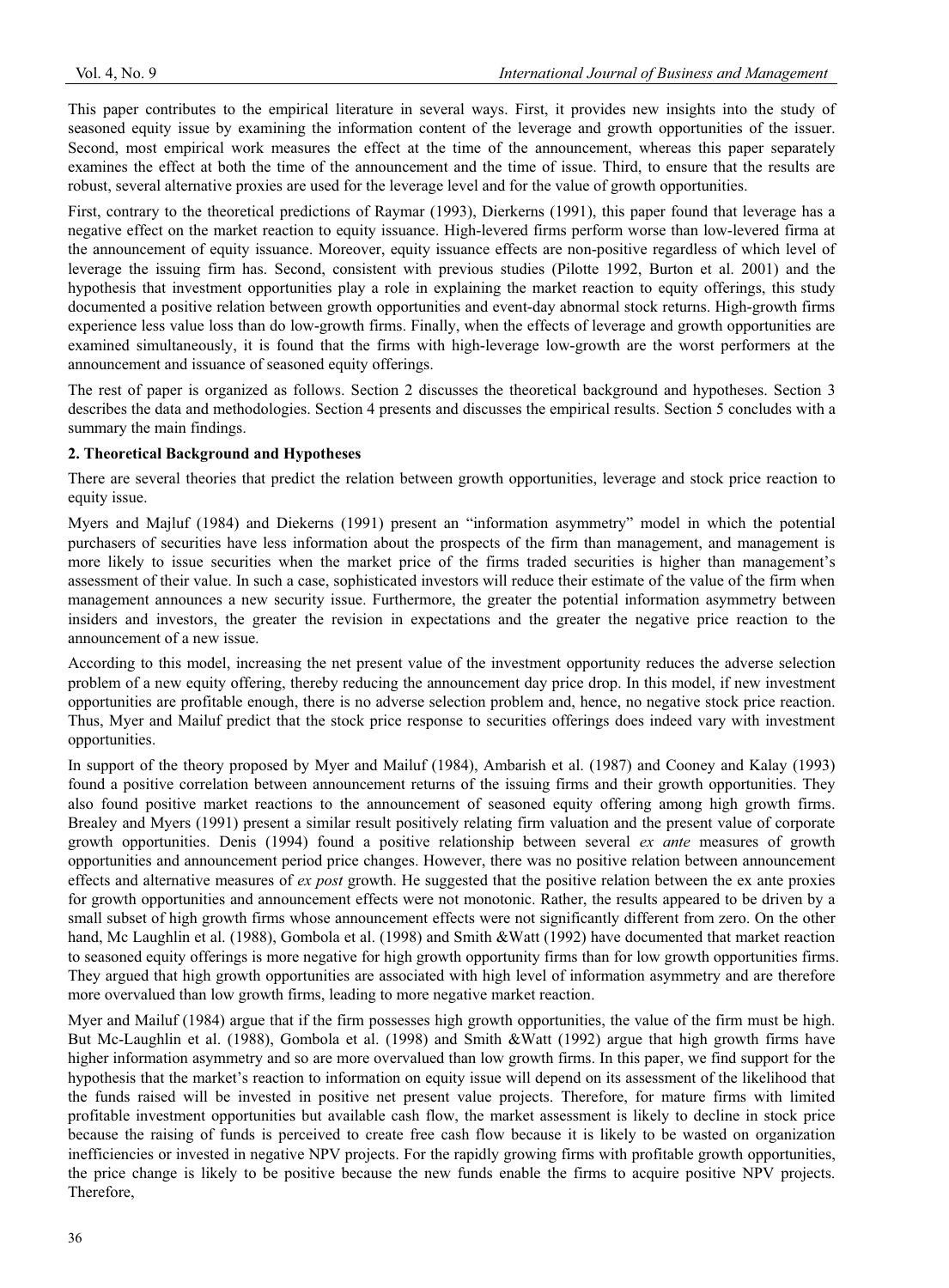This paper contributes to the empirical literature in several ways. First, it provides new insights into the study of seasoned equity issue by examining the information content of the leverage and growth opportunities of the issuer. Second, most empirical work measures the effect at the time of the announcement, whereas this paper separately examines the effect at both the time of the announcement and the time of issue. Third, to ensure that the results are robust, several alternative proxies are used for the leverage level and for the value of growth opportunities.

First, contrary to the theoretical predictions of Raymar (1993), Dierkerns (1991), this paper found that leverage has a negative effect on the market reaction to equity issuance. High-levered firms perform worse than low-levered firma at the announcement of equity issuance. Moreover, equity issuance effects are non-positive regardless of which level of leverage the issuing firm has. Second, consistent with previous studies (Pilotte 1992, Burton et al. 2001) and the hypothesis that investment opportunities play a role in explaining the market reaction to equity offerings, this study documented a positive relation between growth opportunities and event-day abnormal stock returns. High-growth firms experience less value loss than do low-growth firms. Finally, when the effects of leverage and growth opportunities are examined simultaneously, it is found that the firms with high-leverage low-growth are the worst performers at the announcement and issuance of seasoned equity offerings.

The rest of paper is organized as follows. Section 2 discusses the theoretical background and hypotheses. Section 3 describes the data and methodologies. Section 4 presents and discusses the empirical results. Section 5 concludes with a summary the main findings.

## 2. Theoretical Background and Hypotheses

There are several theories that predict the relation between growth opportunities, leverage and stock price reaction to equity issue.

Myers and Majluf (1984) and Diekerns (1991) present an "information asymmetry" model in which the potential purchasers of securities have less information about the prospects of the firm than management, and management is more likely to issue securities when the market price of the firms traded securities is higher than management's assessment of their value. In such a case, sophisticated investors will reduce their estimate of the value of the firm when management announces a new security issue. Furthermore, the greater the potential information asymmetry between insiders and investors, the greater the revision in expectations and the greater the negative price reaction to the announcement of a new issue.

According to this model, increasing the net present value of the investment opportunity reduces the adverse selection problem of a new equity offering, thereby reducing the announcement day price drop. In this model, if new investment opportunities are profitable enough, there is no adverse selection problem and, hence, no negative stock price reaction. Thus, Myer and Mailuf predict that the stock price response to securities offerings does indeed vary with investment opportunities.

In support of the theory proposed by Myer and Mailuf (1984), Ambarish et al. (1987) and Cooney and Kalay (1993) found a positive correlation between announcement returns of the issuing firms and their growth opportunities. They also found positive market reactions to the announcement of seasoned equity offering among high growth firms. Brealey and Myers (1991) present a similar result positively relating firm valuation and the present value of corporate growth opportunities. Denis (1994) found a positive relationship between several *ex ante* measures of growth opportunities and announcement period price changes. However, there was no positive relation between announcement effects and alternative measures of *ex post* growth. He suggested that the positive relation between the ex ante proxies for growth opportunities and announcement effects were not monotonic. Rather, the results appeared to be driven by a small subset of high growth firms whose announcement effects were not significantly different from zero. On the other hand, Mc Laughlin et al. (1988), Gombola et al. (1998) and Smith &Watt (1992) have documented that market reaction to seasoned equity offerings is more negative for high growth opportunity firms than for low growth opportunities firms. They argued that high growth opportunities are associated with high level of information asymmetry and are therefore more overvalued than low growth firms, leading to more negative market reaction.

Myer and Mailuf (1984) argue that if the firm possesses high growth opportunities, the value of the firm must be high. But Mc-Laughlin et al. (1988), Gombola et al. (1998) and Smith &Watt (1992) argue that high growth firms have higher information asymmetry and so are more overvalued than low growth firms. In this paper, we find support for the hypothesis that the market's reaction to information on equity issue will depend on its assessment of the likelihood that the funds raised will be invested in positive net present value projects. Therefore, for mature firms with limited profitable investment opportunities but available cash flow, the market assessment is likely to decline in stock price because the raising of funds is perceived to create free cash flow because it is likely to be wasted on organization inefficiencies or invested in negative NPV projects. For the rapidly growing firms with profitable growth opportunities, the price change is likely to be positive because the new funds enable the firms to acquire positive NPV projects. Therefore,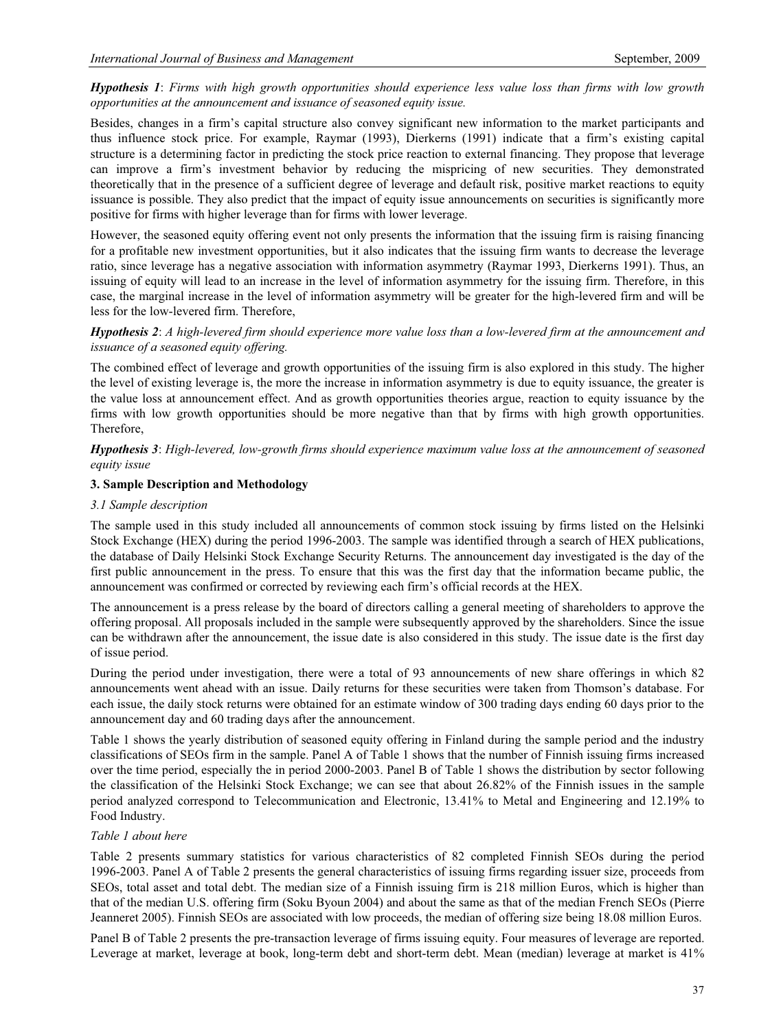***Hypothesis 1***: *Firms with high growth opportunities should experience less value loss than firms with low growth opportunities at the announcement and issuance of seasoned equity issue.*

Besides, changes in a firm's capital structure also convey significant new information to the market participants and thus influence stock price. For example, Raymar (1993), Dierkerns (1991) indicate that a firm's existing capital structure is a determining factor in predicting the stock price reaction to external financing. They propose that leverage can improve a firm's investment behavior by reducing the mispricing of new securities. They demonstrated theoretically that in the presence of a sufficient degree of leverage and default risk, positive market reactions to equity issuance is possible. They also predict that the impact of equity issue announcements on securities is significantly more positive for firms with higher leverage than for firms with lower leverage.

However, the seasoned equity offering event not only presents the information that the issuing firm is raising financing for a profitable new investment opportunities, but it also indicates that the issuing firm wants to decrease the leverage ratio, since leverage has a negative association with information asymmetry (Raymar 1993, Dierkerns 1991). Thus, an issuing of equity will lead to an increase in the level of information asymmetry for the issuing firm. Therefore, in this case, the marginal increase in the level of information asymmetry will be greater for the high-levered firm and will be less for the low-levered firm. Therefore,

***Hypothesis 2***: *A high-levered firm should experience more value loss than a low-levered firm at the announcement and issuance of a seasoned equity offering.*

The combined effect of leverage and growth opportunities of the issuing firm is also explored in this study. The higher the level of existing leverage is, the more the increase in information asymmetry is due to equity issuance, the greater is the value loss at announcement effect. And as growth opportunities theories argue, reaction to equity issuance by the firms with low growth opportunities should be more negative than that by firms with high growth opportunities. Therefore,

***Hypothesis 3***: *High-levered, low-growth firms should experience maximum value loss at the announcement of seasoned equity issue*

## 3. Sample Description and Methodology

### *3.1 Sample description*

The sample used in this study included all announcements of common stock issuing by firms listed on the Helsinki Stock Exchange (HEX) during the period 1996-2003. The sample was identified through a search of HEX publications, the database of Daily Helsinki Stock Exchange Security Returns. The announcement day investigated is the day of the first public announcement in the press. To ensure that this was the first day that the information became public, the announcement was confirmed or corrected by reviewing each firm's official records at the HEX.

The announcement is a press release by the board of directors calling a general meeting of shareholders to approve the offering proposal. All proposals included in the sample were subsequently approved by the shareholders. Since the issue can be withdrawn after the announcement, the issue date is also considered in this study. The issue date is the first day of issue period.

During the period under investigation, there were a total of 93 announcements of new share offerings in which 82 announcements went ahead with an issue. Daily returns for these securities were taken from Thomson's database. For each issue, the daily stock returns were obtained for an estimate window of 300 trading days ending 60 days prior to the announcement day and 60 trading days after the announcement.

Table 1 shows the yearly distribution of seasoned equity offering in Finland during the sample period and the industry classifications of SEOs firm in the sample. Panel A of Table 1 shows that the number of Finnish issuing firms increased over the time period, especially the in period 2000-2003. Panel B of Table 1 shows the distribution by sector following the classification of the Helsinki Stock Exchange; we can see that about 26.82% of the Finnish issues in the sample period analyzed correspond to Telecommunication and Electronic, 13.41% to Metal and Engineering and 12.19% to Food Industry.

*Table 1 about here*

Table 2 presents summary statistics for various characteristics of 82 completed Finnish SEOs during the period 1996-2003. Panel A of Table 2 presents the general characteristics of issuing firms regarding issuer size, proceeds from SEOs, total asset and total debt. The median size of a Finnish issuing firm is 218 million Euros, which is higher than that of the median U.S. offering firm (Soku Byoun 2004) and about the same as that of the median French SEOs (Pierre Jeanneret 2005). Finnish SEOs are associated with low proceeds, the median of offering size being 18.08 million Euros.

Panel B of Table 2 presents the pre-transaction leverage of firms issuing equity. Four measures of leverage are reported. Leverage at market, leverage at book, long-term debt and short-term debt. Mean (median) leverage at market is 41%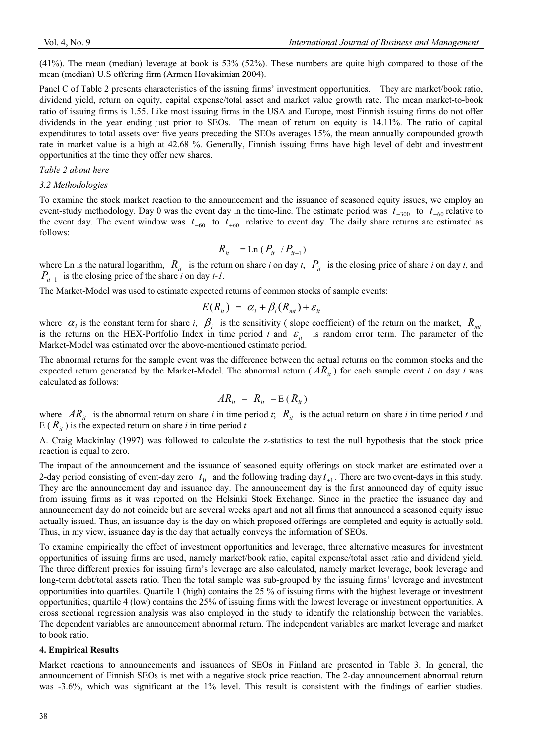(41%). The mean (median) leverage at book is 53% (52%). These numbers are quite high compared to those of the mean (median) U.S offering firm (Armen Hovakimian 2004).

Panel C of Table 2 presents characteristics of the issuing firms' investment opportunities. They are market/book ratio, dividend yield, return on equity, capital expense/total asset and market value growth rate. The mean market-to-book ratio of issuing firms is 1.55. Like most issuing firms in the USA and Europe, most Finnish issuing firms do not offer dividends in the year ending just prior to SEOs. The mean of return on equity is 14.11%. The ratio of capital expenditures to total assets over five years preceding the SEOs averages 15%, the mean annually compounded growth rate in market value is a high at 42.68 %. Generally, Finnish issuing firms have high level of debt and investment opportunities at the time they offer new shares.

*Table 2 about here*

*3.2 Methodologies*

To examine the stock market reaction to the announcement and the issuance of seasoned equity issues, we employ an event-study methodology. Day 0 was the event day in the time-line. The estimate period was $t_{-300}$ to $t_{-60}$ relative to the event day. The event window was $t_{-60}$ to $t_{+60}$ relative to event day. The daily share returns are estimated as follows:

$$R_{it} = \text{Ln}\,(P_{it} \;/ P_{it-1})$$

where Ln is the natural logarithm, $R_{it}$ is the return on share *i* on day *t*, $P_{it}$ is the closing price of share *i* on day *t*, and $P_{it-1}$ is the closing price of the share *i* on day *t-1*.

The Market-Model was used to estimate expected returns of common stocks of sample events:

$$E(R_{it}) = \alpha_i + \beta_i (R_{mt}) + \varepsilon_{it}$$

where $\alpha_i$ is the constant term for share *i*, $\beta_i$ is the sensitivity ( slope coefficient) of the return on the market, $R_{mt}$ is the returns on the HEX-Portfolio Index in time period *t* and $\varepsilon_{it}$ is random error term. The parameter of the Market-Model was estimated over the above-mentioned estimate period.

The abnormal returns for the sample event was the difference between the actual returns on the common stocks and the expected return generated by the Market-Model. The abnormal return ( $AR_{it}$ ) for each sample event *i* on day *t* was calculated as follows:

$$AR_{it} = R_{it} - \text{E}\,(R_{it})$$

where $AR_{it}$ is the abnormal return on share *i* in time period *t*; $R_{it}$ is the actual return on share *i* in time period *t* and E ( $R_{it}$ ) is the expected return on share *i* in time period *t*

A. Craig Mackinlay (1997) was followed to calculate the z-statistics to test the null hypothesis that the stock price reaction is equal to zero.

The impact of the announcement and the issuance of seasoned equity offerings on stock market are estimated over a 2-day period consisting of event-day zero $t_0$ and the following trading day $t_{+1}$. There are two event-days in this study. They are the announcement day and issuance day. The announcement day is the first announced day of equity issue from issuing firms as it was reported on the Helsinki Stock Exchange. Since in the practice the issuance day and announcement day do not coincide but are several weeks apart and not all firms that announced a seasoned equity issue actually issued. Thus, an issuance day is the day on which proposed offerings are completed and equity is actually sold. Thus, in my view, issuance day is the day that actually conveys the information of SEOs.

To examine empirically the effect of investment opportunities and leverage, three alternative measures for investment opportunities of issuing firms are used, namely market/book ratio, capital expense/total asset ratio and dividend yield. The three different proxies for issuing firm's leverage are also calculated, namely market leverage, book leverage and long-term debt/total assets ratio. Then the total sample was sub-grouped by the issuing firms' leverage and investment opportunities into quartiles. Quartile 1 (high) contains the 25 % of issuing firms with the highest leverage or investment opportunities; quartile 4 (low) contains the 25% of issuing firms with the lowest leverage or investment opportunities. A cross sectional regression analysis was also employed in the study to identify the relationship between the variables. The dependent variables are announcement abnormal return. The independent variables are market leverage and market to book ratio.

**4. Empirical Results**

Market reactions to announcements and issuances of SEOs in Finland are presented in Table 3. In general, the announcement of Finnish SEOs is met with a negative stock price reaction. The 2-day announcement abnormal return was -3.6%, which was significant at the 1% level. This result is consistent with the findings of earlier studies.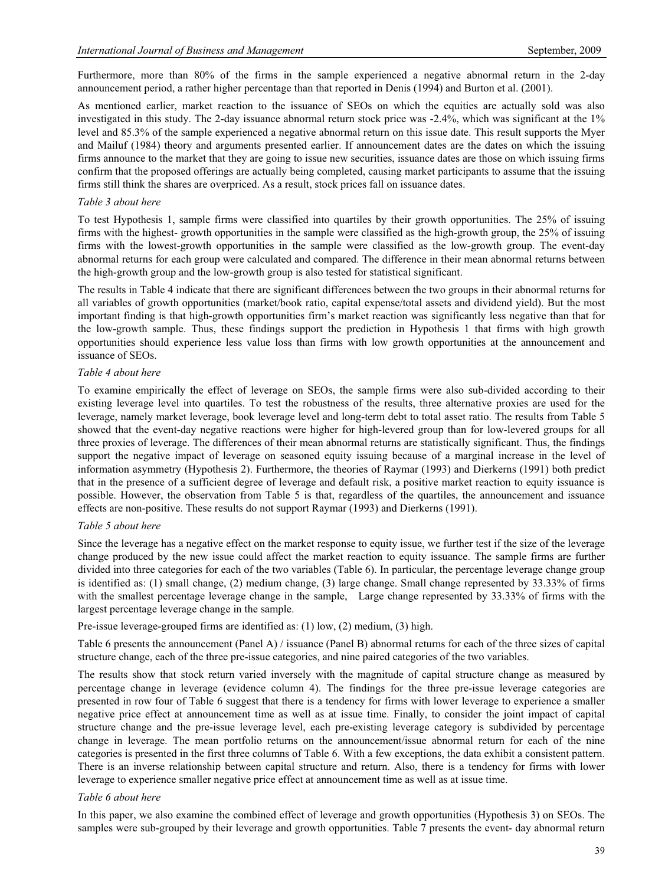Furthermore, more than 80% of the firms in the sample experienced a negative abnormal return in the 2-day announcement period, a rather higher percentage than that reported in Denis (1994) and Burton et al. (2001).

As mentioned earlier, market reaction to the issuance of SEOs on which the equities are actually sold was also investigated in this study. The 2-day issuance abnormal return stock price was -2.4%, which was significant at the 1% level and 85.3% of the sample experienced a negative abnormal return on this issue date. This result supports the Myer and Mailuf (1984) theory and arguments presented earlier. If announcement dates are the dates on which the issuing firms announce to the market that they are going to issue new securities, issuance dates are those on which issuing firms confirm that the proposed offerings are actually being completed, causing market participants to assume that the issuing firms still think the shares are overpriced. As a result, stock prices fall on issuance dates.

*Table 3 about here*

To test Hypothesis 1, sample firms were classified into quartiles by their growth opportunities. The 25% of issuing firms with the highest- growth opportunities in the sample were classified as the high-growth group, the 25% of issuing firms with the lowest-growth opportunities in the sample were classified as the low-growth group. The event-day abnormal returns for each group were calculated and compared. The difference in their mean abnormal returns between the high-growth group and the low-growth group is also tested for statistical significant.

The results in Table 4 indicate that there are significant differences between the two groups in their abnormal returns for all variables of growth opportunities (market/book ratio, capital expense/total assets and dividend yield). But the most important finding is that high-growth opportunities firm's market reaction was significantly less negative than that for the low-growth sample. Thus, these findings support the prediction in Hypothesis 1 that firms with high growth opportunities should experience less value loss than firms with low growth opportunities at the announcement and issuance of SEOs.

*Table 4 about here*

To examine empirically the effect of leverage on SEOs, the sample firms were also sub-divided according to their existing leverage level into quartiles. To test the robustness of the results, three alternative proxies are used for the leverage, namely market leverage, book leverage level and long-term debt to total asset ratio. The results from Table 5 showed that the event-day negative reactions were higher for high-levered group than for low-levered groups for all three proxies of leverage. The differences of their mean abnormal returns are statistically significant. Thus, the findings support the negative impact of leverage on seasoned equity issuing because of a marginal increase in the level of information asymmetry (Hypothesis 2). Furthermore, the theories of Raymar (1993) and Dierkerns (1991) both predict that in the presence of a sufficient degree of leverage and default risk, a positive market reaction to equity issuance is possible. However, the observation from Table 5 is that, regardless of the quartiles, the announcement and issuance effects are non-positive. These results do not support Raymar (1993) and Dierkerns (1991).

*Table 5 about here*

Since the leverage has a negative effect on the market response to equity issue, we further test if the size of the leverage change produced by the new issue could affect the market reaction to equity issuance. The sample firms are further divided into three categories for each of the two variables (Table 6). In particular, the percentage leverage change group is identified as: (1) small change, (2) medium change, (3) large change. Small change represented by 33.33% of firms with the smallest percentage leverage change in the sample, Large change represented by 33.33% of firms with the largest percentage leverage change in the sample.

Pre-issue leverage-grouped firms are identified as: (1) low, (2) medium, (3) high.

Table 6 presents the announcement (Panel A) / issuance (Panel B) abnormal returns for each of the three sizes of capital structure change, each of the three pre-issue categories, and nine paired categories of the two variables.

The results show that stock return varied inversely with the magnitude of capital structure change as measured by percentage change in leverage (evidence column 4). The findings for the three pre-issue leverage categories are presented in row four of Table 6 suggest that there is a tendency for firms with lower leverage to experience a smaller negative price effect at announcement time as well as at issue time. Finally, to consider the joint impact of capital structure change and the pre-issue leverage level, each pre-existing leverage category is subdivided by percentage change in leverage. The mean portfolio returns on the announcement/issue abnormal return for each of the nine categories is presented in the first three columns of Table 6. With a few exceptions, the data exhibit a consistent pattern. There is an inverse relationship between capital structure and return. Also, there is a tendency for firms with lower leverage to experience smaller negative price effect at announcement time as well as at issue time.

*Table 6 about here*

In this paper, we also examine the combined effect of leverage and growth opportunities (Hypothesis 3) on SEOs. The samples were sub-grouped by their leverage and growth opportunities. Table 7 presents the event- day abnormal return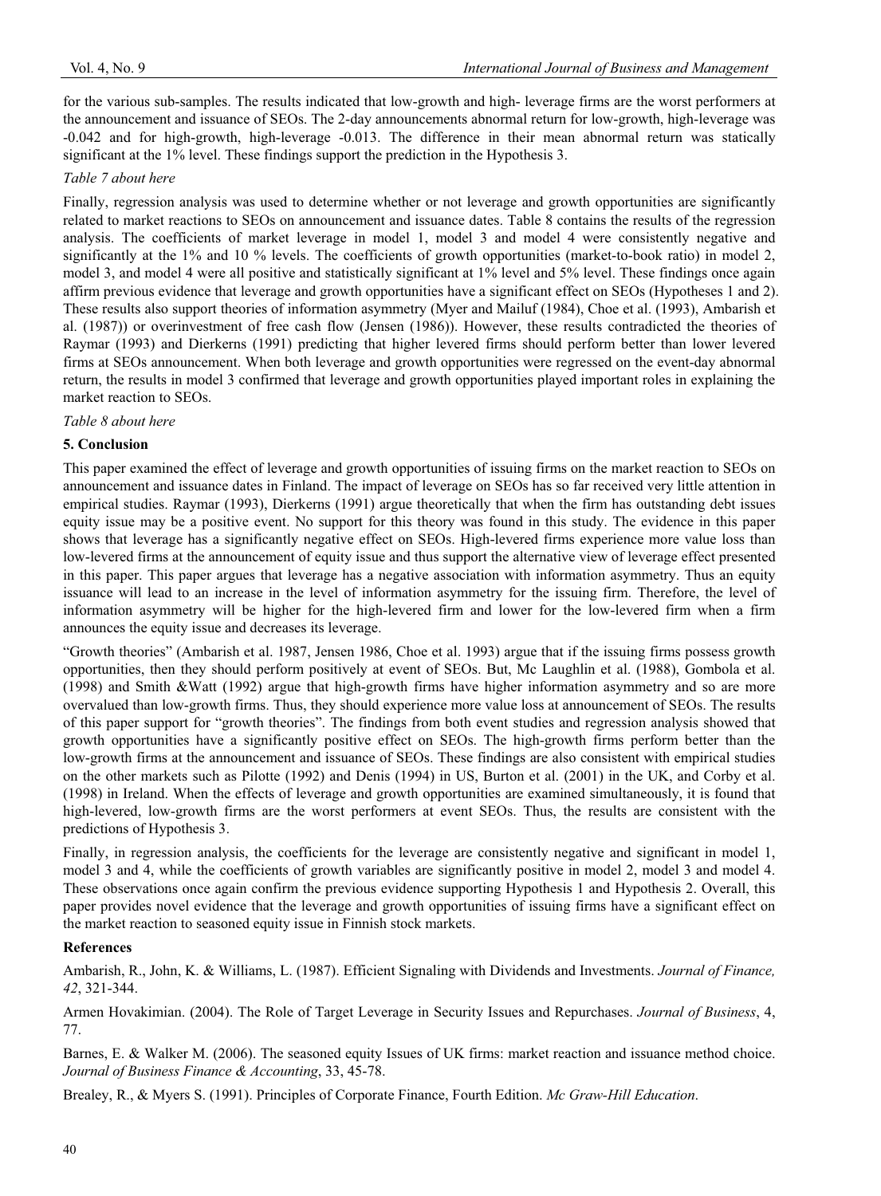for the various sub-samples. The results indicated that low-growth and high- leverage firms are the worst performers at the announcement and issuance of SEOs. The 2-day announcements abnormal return for low-growth, high-leverage was -0.042 and for high-growth, high-leverage -0.013. The difference in their mean abnormal return was statically significant at the 1% level. These findings support the prediction in the Hypothesis 3.

*Table 7 about here*

Finally, regression analysis was used to determine whether or not leverage and growth opportunities are significantly related to market reactions to SEOs on announcement and issuance dates. Table 8 contains the results of the regression analysis. The coefficients of market leverage in model 1, model 3 and model 4 were consistently negative and significantly at the 1% and 10 % levels. The coefficients of growth opportunities (market-to-book ratio) in model 2, model 3, and model 4 were all positive and statistically significant at 1% level and 5% level. These findings once again affirm previous evidence that leverage and growth opportunities have a significant effect on SEOs (Hypotheses 1 and 2). These results also support theories of information asymmetry (Myer and Mailuf (1984), Choe et al. (1993), Ambarish et al. (1987)) or overinvestment of free cash flow (Jensen (1986)). However, these results contradicted the theories of Raymar (1993) and Dierkerns (1991) predicting that higher levered firms should perform better than lower levered firms at SEOs announcement. When both leverage and growth opportunities were regressed on the event-day abnormal return, the results in model 3 confirmed that leverage and growth opportunities played important roles in explaining the market reaction to SEOs.

*Table 8 about here*

## 5. Conclusion

This paper examined the effect of leverage and growth opportunities of issuing firms on the market reaction to SEOs on announcement and issuance dates in Finland. The impact of leverage on SEOs has so far received very little attention in empirical studies. Raymar (1993), Dierkerns (1991) argue theoretically that when the firm has outstanding debt issues equity issue may be a positive event. No support for this theory was found in this study. The evidence in this paper shows that leverage has a significantly negative effect on SEOs. High-levered firms experience more value loss than low-levered firms at the announcement of equity issue and thus support the alternative view of leverage effect presented in this paper. This paper argues that leverage has a negative association with information asymmetry. Thus an equity issuance will lead to an increase in the level of information asymmetry for the issuing firm. Therefore, the level of information asymmetry will be higher for the high-levered firm and lower for the low-levered firm when a firm announces the equity issue and decreases its leverage.

"Growth theories" (Ambarish et al. 1987, Jensen 1986, Choe et al. 1993) argue that if the issuing firms possess growth opportunities, then they should perform positively at event of SEOs. But, Mc Laughlin et al. (1988), Gombola et al. (1998) and Smith &Watt (1992) argue that high-growth firms have higher information asymmetry and so are more overvalued than low-growth firms. Thus, they should experience more value loss at announcement of SEOs. The results of this paper support for "growth theories". The findings from both event studies and regression analysis showed that growth opportunities have a significantly positive effect on SEOs. The high-growth firms perform better than the low-growth firms at the announcement and issuance of SEOs. These findings are also consistent with empirical studies on the other markets such as Pilotte (1992) and Denis (1994) in US, Burton et al. (2001) in the UK, and Corby et al. (1998) in Ireland. When the effects of leverage and growth opportunities are examined simultaneously, it is found that high-levered, low-growth firms are the worst performers at event SEOs. Thus, the results are consistent with the predictions of Hypothesis 3.

Finally, in regression analysis, the coefficients for the leverage are consistently negative and significant in model 1, model 3 and 4, while the coefficients of growth variables are significantly positive in model 2, model 3 and model 4. These observations once again confirm the previous evidence supporting Hypothesis 1 and Hypothesis 2. Overall, this paper provides novel evidence that the leverage and growth opportunities of issuing firms have a significant effect on the market reaction to seasoned equity issue in Finnish stock markets.

**References**

Ambarish, R., John, K. & Williams, L. (1987). Efficient Signaling with Dividends and Investments. *Journal of Finance, 42*, 321-344.

Armen Hovakimian. (2004). The Role of Target Leverage in Security Issues and Repurchases. *Journal of Business*, 4, 77.

Barnes, E. & Walker M. (2006). The seasoned equity Issues of UK firms: market reaction and issuance method choice. *Journal of Business Finance & Accounting*, 33, 45-78.

Brealey, R., & Myers S. (1991). Principles of Corporate Finance, Fourth Edition. *Mc Graw-Hill Education*.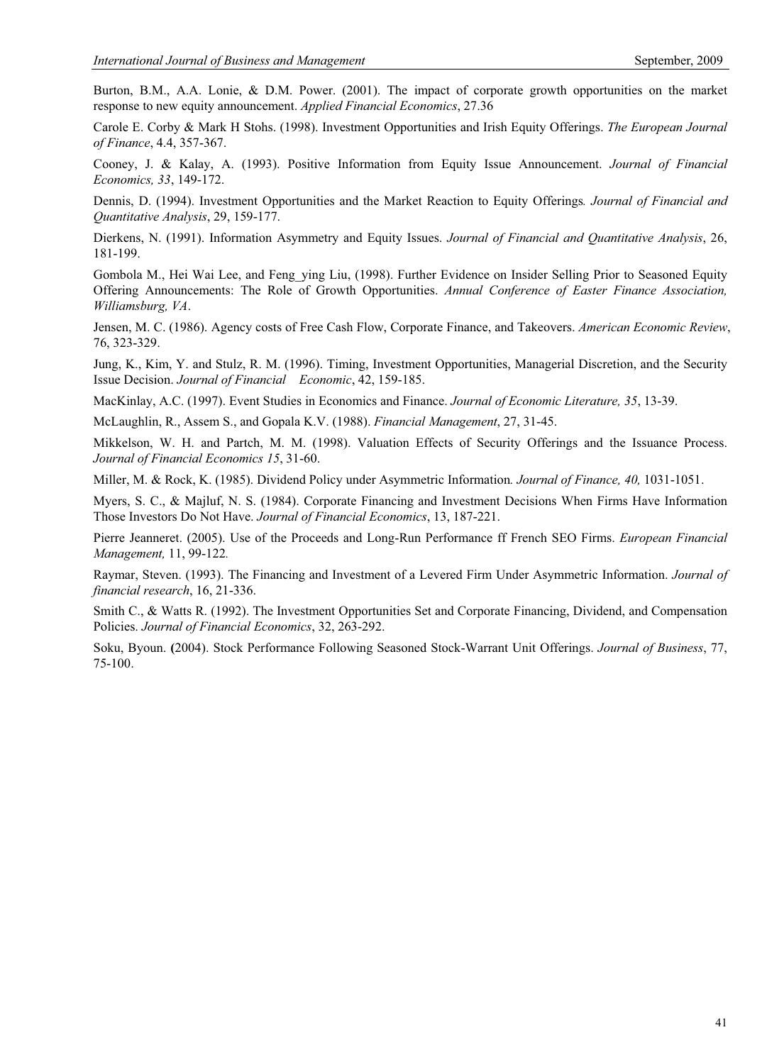Burton, B.M., A.A. Lonie, & D.M. Power. (2001). The impact of corporate growth opportunities on the market response to new equity announcement. *Applied Financial Economics*, 27.36

Carole E. Corby & Mark H Stohs. (1998). Investment Opportunities and Irish Equity Offerings. *The European Journal of Finance*, 4.4, 357-367.

Cooney, J. & Kalay, A. (1993). Positive Information from Equity Issue Announcement. *Journal of Financial Economics, 33*, 149-172.

Dennis, D. (1994). Investment Opportunities and the Market Reaction to Equity Offerings*. Journal of Financial and Quantitative Analysis*, 29, 159-177.

Dierkens, N. (1991). Information Asymmetry and Equity Issues. *Journal of Financial and Quantitative Analysis*, 26, 181-199.

Gombola M., Hei Wai Lee, and Feng_ying Liu, (1998). Further Evidence on Insider Selling Prior to Seasoned Equity Offering Announcements: The Role of Growth Opportunities. *Annual Conference of Easter Finance Association, Williamsburg, VA*.

Jensen, M. C. (1986). Agency costs of Free Cash Flow, Corporate Finance, and Takeovers. *American Economic Review*, 76, 323-329.

Jung, K., Kim, Y. and Stulz, R. M. (1996). Timing, Investment Opportunities, Managerial Discretion, and the Security Issue Decision. *Journal of Financial Economic*, 42, 159-185.

MacKinlay, A.C. (1997). Event Studies in Economics and Finance. *Journal of Economic Literature, 35*, 13-39.

McLaughlin, R., Assem S., and Gopala K.V. (1988). *Financial Management*, 27, 31-45.

Mikkelson, W. H. and Partch, M. M. (1998). Valuation Effects of Security Offerings and the Issuance Process. *Journal of Financial Economics 15*, 31-60.

Miller, M. & Rock, K. (1985). Dividend Policy under Asymmetric Information*. Journal of Finance, 40,* 1031-1051.

Myers, S. C., & Majluf, N. S. (1984). Corporate Financing and Investment Decisions When Firms Have Information Those Investors Do Not Have. *Journal of Financial Economics*, 13, 187-221.

Pierre Jeanneret. (2005). Use of the Proceeds and Long-Run Performance ff French SEO Firms. *European Financial Management,* 11, 99-122*.*

Raymar, Steven. (1993). The Financing and Investment of a Levered Firm Under Asymmetric Information. *Journal of financial research*, 16, 21-336.

Smith C., & Watts R. (1992). The Investment Opportunities Set and Corporate Financing, Dividend, and Compensation Policies. *Journal of Financial Economics*, 32, 263-292.

Soku, Byoun. **(**2004). Stock Performance Following Seasoned Stock-Warrant Unit Offerings. *Journal of Business*, 77, 75-100.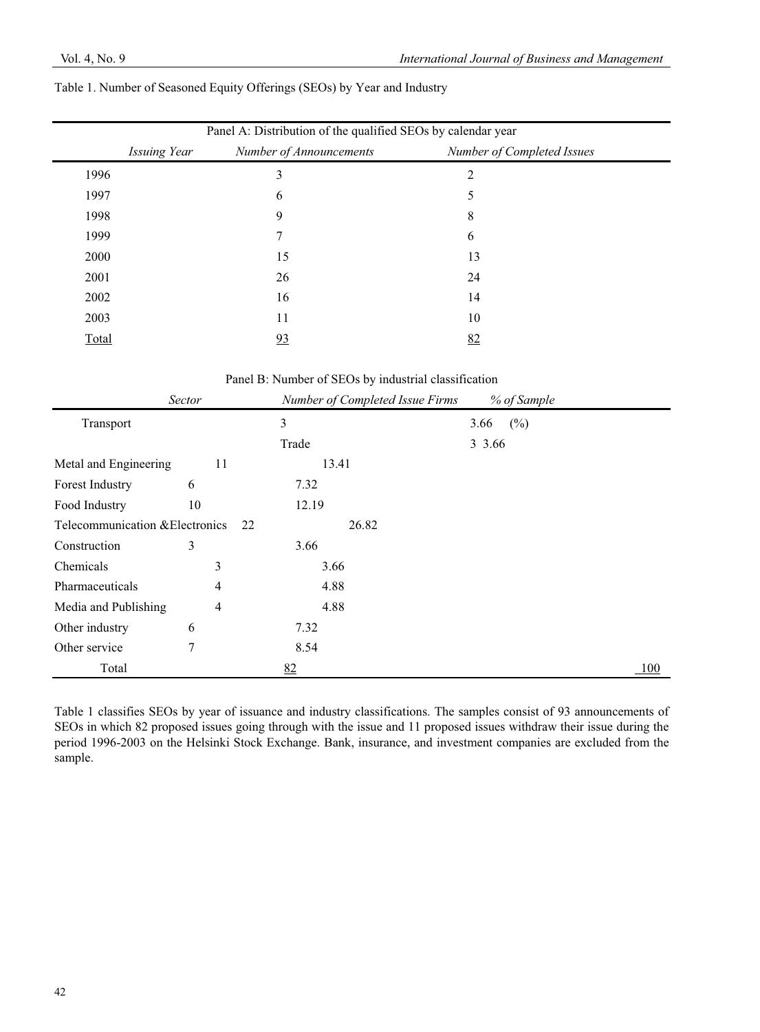Table 1. Number of Seasoned Equity Offerings (SEOs) by Year and Industry

Panel A: Distribution of the qualified SEOs by calendar year

| *Issuing Year* | *Number of Announcements* | *Number of Completed Issues* |
|---|---|---|
| 1996 | 3 | 2 |
| 1997 | 6 | 5 |
| 1998 | 9 | 8 |
| 1999 | 7 | 6 |
| 2000 | 15 | 13 |
| 2001 | 26 | 24 |
| 2002 | 16 | 14 |
| 2003 | 11 | 10 |
| Total | 93 | 82 |

Panel B: Number of SEOs by industrial classification

| *Sector* | *Number of Completed Issue Firms* | *% of Sample* |
|---|---|---|
| Transport | 3 | 3.66 (%) |
| Trade | 3 | 3.66 |
| Metal and Engineering | 11 | 13.41 |
| Forest Industry | 6 | 7.32 |
| Food Industry | 10 | 12.19 |
| Telecommunication &Electronics | 22 | 26.82 |
| Construction | 3 | 3.66 |
| Chemicals | 3 | 3.66 |
| Pharmaceuticals | 4 | 4.88 |
| Media and Publishing | 4 | 4.88 |
| Other industry | 6 | 7.32 |
| Other service | 7 | 8.54 |
| Total | 82 | 100 |

Table 1 classifies SEOs by year of issuance and industry classifications. The samples consist of 93 announcements of SEOs in which 82 proposed issues going through with the issue and 11 proposed issues withdraw their issue during the period 1996-2003 on the Helsinki Stock Exchange. Bank, insurance, and investment companies are excluded from the sample.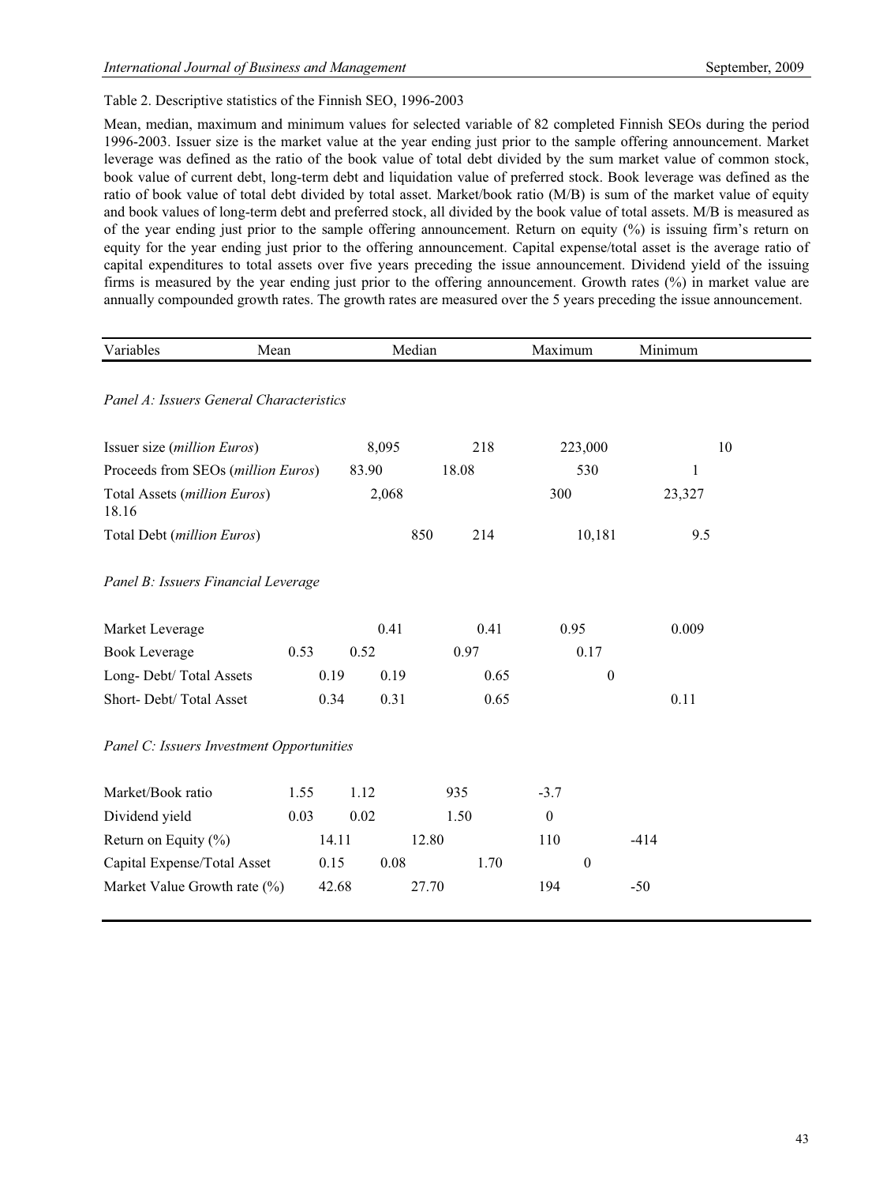Table 2. Descriptive statistics of the Finnish SEO, 1996-2003

Mean, median, maximum and minimum values for selected variable of 82 completed Finnish SEOs during the period 1996-2003. Issuer size is the market value at the year ending just prior to the sample offering announcement. Market leverage was defined as the ratio of the book value of total debt divided by the sum market value of common stock, book value of current debt, long-term debt and liquidation value of preferred stock. Book leverage was defined as the ratio of book value of total debt divided by total asset. Market/book ratio (M/B) is sum of the market value of equity and book values of long-term debt and preferred stock, all divided by the book value of total assets. M/B is measured as of the year ending just prior to the sample offering announcement. Return on equity (%) is issuing firm's return on equity for the year ending just prior to the offering announcement. Capital expense/total asset is the average ratio of capital expenditures to total assets over five years preceding the issue announcement. Dividend yield of the issuing firms is measured by the year ending just prior to the offering announcement. Growth rates (%) in market value are annually compounded growth rates. The growth rates are measured over the 5 years preceding the issue announcement.

| Variables | Mean | Median | Maximum | Minimum |
|---|---|---|---|---|
| *Panel A: Issuers General Characteristics* | | | | |
| Issuer size (*million Euros*) | 8,095 | 218 | 223,000 | 10 |
| Proceeds from SEOs (*million Euros*) | 83.90 | 18.08 | 530 | 1 |
| Total Assets (*million Euros*) 18.16 | 2,068 | | 300 | 23,327 |
| Total Debt (*million Euros*) | 850 | 214 | 10,181 | 9.5 |
| *Panel B: Issuers Financial Leverage* | | | | |
| Market Leverage | 0.41 | 0.41 | 0.95 | 0.009 |
| Book Leverage | 0.53 | 0.52 | 0.97 | 0.17 |
| Long- Debt/ Total Assets | 0.19 | 0.19 | 0.65 | 0 |
| Short- Debt/ Total Asset | 0.34 | 0.31 | 0.65 | 0.11 |
| *Panel C: Issuers Investment Opportunities* | | | | |
| Market/Book ratio | 1.55 | 1.12 | 935 | -3.7 |
| Dividend yield | 0.03 | 0.02 | 1.50 | 0 |
| Return on Equity (%) | 14.11 | 12.80 | 110 | -414 |
| Capital Expense/Total Asset | 0.15 | 0.08 | 1.70 | 0 |
| Market Value Growth rate (%) | 42.68 | 27.70 | 194 | -50 |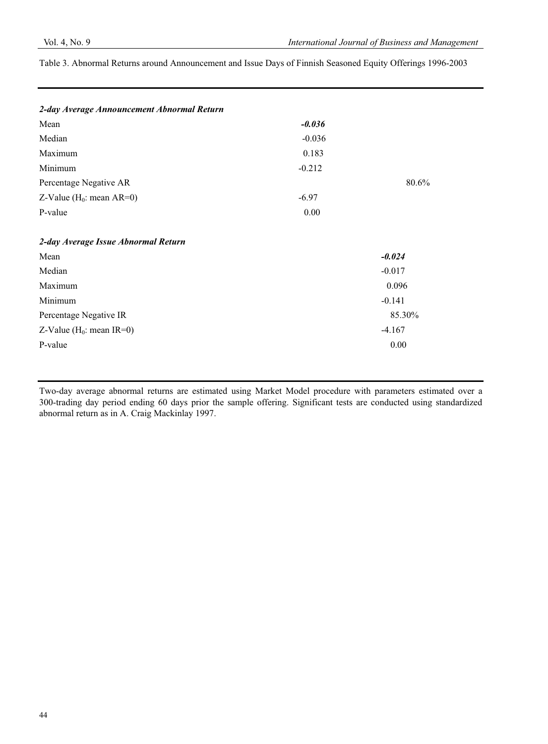Table 3. Abnormal Returns around Announcement and Issue Days of Finnish Seasoned Equity Offerings 1996-2003

| | | |
|---|---|---|
| ***2-day Average Announcement Abnormal Return*** | | |
| Mean | ***-0.036*** | |
| Median | -0.036 | |
| Maximum | 0.183 | |
| Minimum | -0.212 | |
| Percentage Negative AR | | 80.6% |
| Z-Value ($H_0$: mean AR=0) | -6.97 | |
| P-value | 0.00 | |
| ***2-day Average Issue Abnormal Return*** | | |
| Mean | | ***-0.024*** |
| Median | | -0.017 |
| Maximum | | 0.096 |
| Minimum | | -0.141 |
| Percentage Negative IR | | 85.30% |
| Z-Value ($H_0$: mean IR=0) | | -4.167 |
| P-value | | 0.00 |

Two-day average abnormal returns are estimated using Market Model procedure with parameters estimated over a 300-trading day period ending 60 days prior the sample offering. Significant tests are conducted using standardized abnormal return as in A. Craig Mackinlay 1997.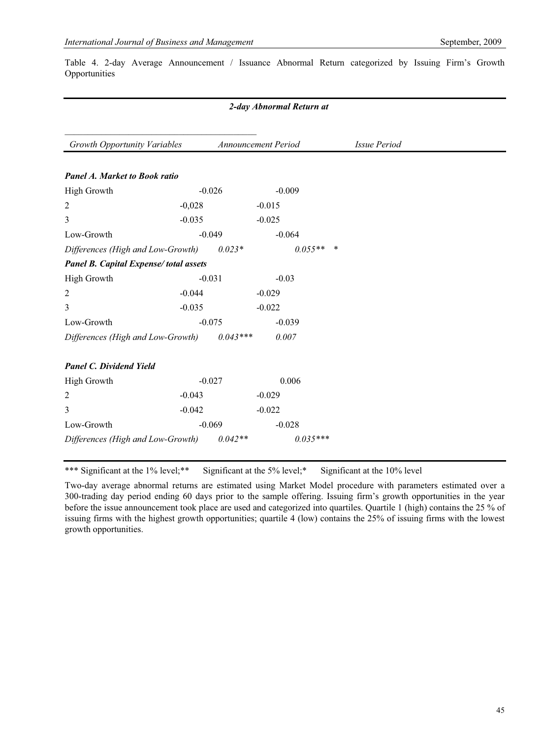Table 4. 2-day Average Announcement / Issuance Abnormal Return categorized by Issuing Firm's Growth Opportunities

| | *2-day Abnormal Return at* | |
|---|---|---|
| *Growth Opportunity Variables* | *Announcement Period* | *Issue Period* |
| ***Panel A. Market to Book ratio*** | | |
| High Growth | -0.026 | -0.009 |
| 2 | -0,028 | -0.015 |
| 3 | -0.035 | -0.025 |
| Low-Growth | -0.049 | -0.064 |
| *Differences (High and Low-Growth)* | *0.023** | *0.055*** * |
| ***Panel B. Capital Expense/ total assets*** | | |
| High Growth | -0.031 | -0.03 |
| 2 | -0.044 | -0.029 |
| 3 | -0.035 | -0.022 |
| Low-Growth | -0.075 | -0.039 |
| *Differences (High and Low-Growth)* | *0.043**** | *0.007* |
| ***Panel C. Dividend Yield*** | | |
| High Growth | -0.027 | 0.006 |
| 2 | -0.043 | -0.029 |
| 3 | -0.042 | -0.022 |
| Low-Growth | -0.069 | -0.028 |
| *Differences (High and Low-Growth)* | *0.042*** | *0.035**** |

*** Significant at the 1% level;** Significant at the 5% level;* Significant at the 10% level

Two-day average abnormal returns are estimated using Market Model procedure with parameters estimated over a 300-trading day period ending 60 days prior to the sample offering. Issuing firm's growth opportunities in the year before the issue announcement took place are used and categorized into quartiles. Quartile 1 (high) contains the 25 % of issuing firms with the highest growth opportunities; quartile 4 (low) contains the 25% of issuing firms with the lowest growth opportunities.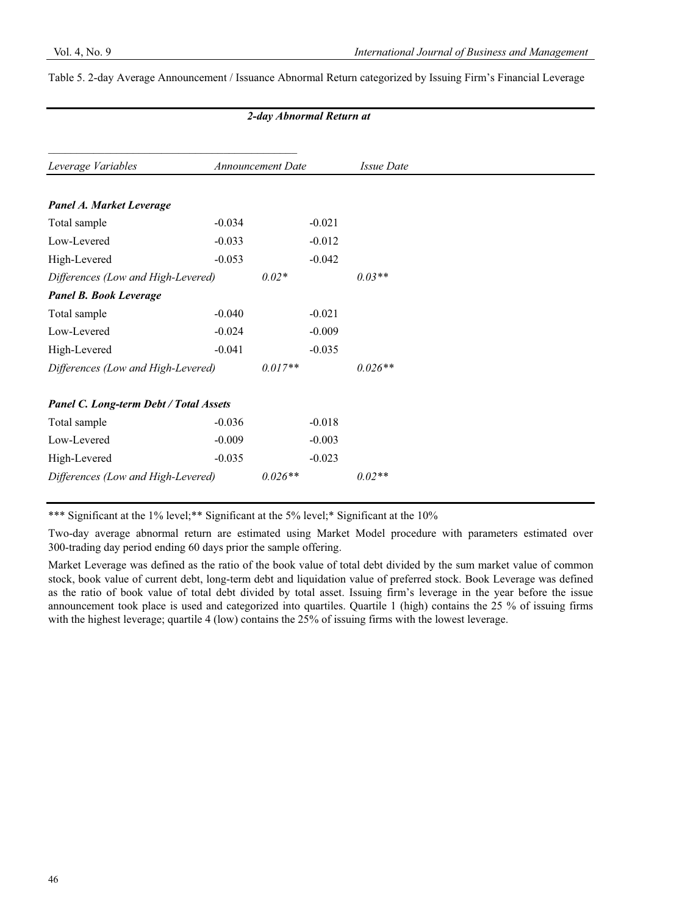Table 5. 2-day Average Announcement / Issuance Abnormal Return categorized by Issuing Firm's Financial Leverage

| | 2-day Abnormal Return at | |
|---|---|---|
| *Leverage Variables* | *Announcement Date* | *Issue Date* |
| ***Panel A. Market Leverage*** | | |
| Total sample | -0.034 | -0.021 |
| Low-Levered | -0.033 | -0.012 |
| High-Levered | -0.053 | -0.042 |
| *Differences (Low and High-Levered)* | *0.02** | *0.03*** |
| ***Panel B. Book Leverage*** | | |
| Total sample | -0.040 | -0.021 |
| Low-Levered | -0.024 | -0.009 |
| High-Levered | -0.041 | -0.035 |
| *Differences (Low and High-Levered)* | *0.017*** | *0.026*** |
| ***Panel C. Long-term Debt / Total Assets*** | | |
| Total sample | -0.036 | -0.018 |
| Low-Levered | -0.009 | -0.003 |
| High-Levered | -0.035 | -0.023 |
| *Differences (Low and High-Levered)* | *0.026*** | *0.02*** |

*** Significant at the 1% level;** Significant at the 5% level;* Significant at the 10%

Two-day average abnormal return are estimated using Market Model procedure with parameters estimated over 300-trading day period ending 60 days prior the sample offering.

Market Leverage was defined as the ratio of the book value of total debt divided by the sum market value of common stock, book value of current debt, long-term debt and liquidation value of preferred stock. Book Leverage was defined as the ratio of book value of total debt divided by total asset. Issuing firm's leverage in the year before the issue announcement took place is used and categorized into quartiles. Quartile 1 (high) contains the 25 % of issuing firms with the highest leverage; quartile 4 (low) contains the 25% of issuing firms with the lowest leverage.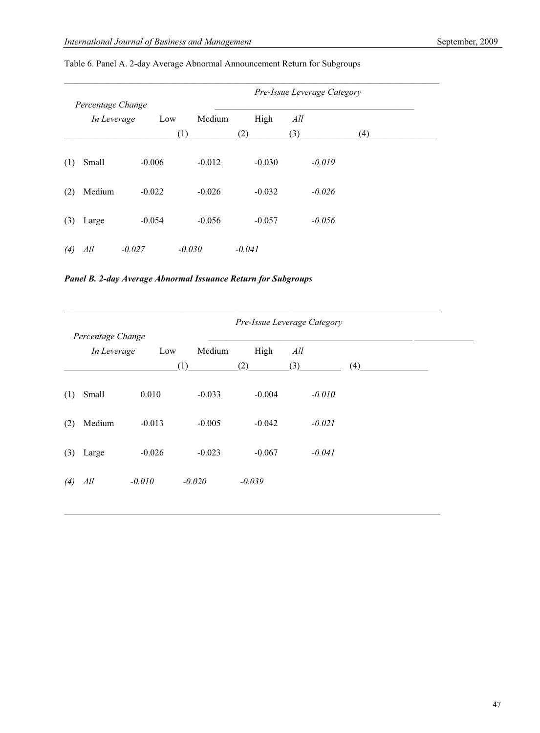Table 6. Panel A. 2-day Average Abnormal Announcement Return for Subgroups

| *Percentage Change In Leverage* | *Pre-Issue Leverage Category* Low (1) | Medium (2) | High (3) | *All* (4) |
|---|---|---|---|---|
| (1) Small | -0.006 | -0.012 | -0.030 | *-0.019* |
| (2) Medium | -0.022 | -0.026 | -0.032 | *-0.026* |
| (3) Large | -0.054 | -0.056 | -0.057 | *-0.056* |
| *(4) All* | *-0.027* | *-0.030* | *-0.041* | |

***Panel B. 2-day Average Abnormal Issuance Return for Subgroups***

| *Percentage Change In Leverage* | *Pre-Issue Leverage Category* Low (1) | Medium (2) | High (3) | *All* (4) |
|---|---|---|---|---|
| (1) Small | 0.010 | -0.033 | -0.004 | *-0.010* |
| (2) Medium | -0.013 | -0.005 | -0.042 | *-0.021* |
| (3) Large | -0.026 | -0.023 | -0.067 | *-0.041* |
| *(4) All* | *-0.010* | *-0.020* | *-0.039* | |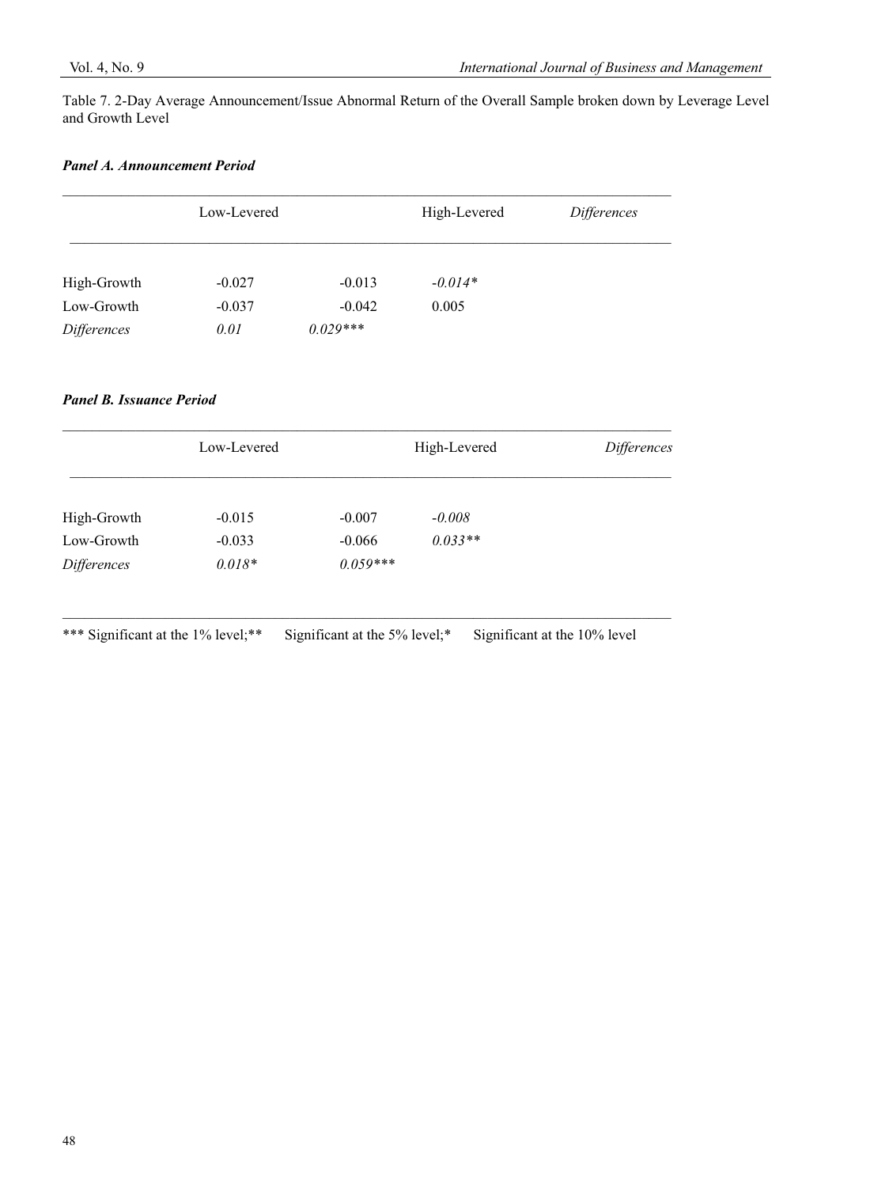Table 7. 2-Day Average Announcement/Issue Abnormal Return of the Overall Sample broken down by Leverage Level and Growth Level

***Panel A. Announcement Period***

| | Low-Levered | High-Levered | *Differences* |
|---|---|---|---|
| High-Growth | -0.027 | -0.013 | *-0.014** |
| Low-Growth | -0.037 | -0.042 | 0.005 |
| *Differences* | *0.01* | *0.029**** | |

***Panel B. Issuance Period***

| | Low-Levered | High-Levered | *Differences* |
|---|---|---|---|
| High-Growth | -0.015 | -0.007 | *-0.008* |
| Low-Growth | -0.033 | -0.066 | *0.033*** |
| *Differences* | *0.018** | *0.059**** | |

*** Significant at the 1% level;** Significant at the 5% level;* Significant at the 10% level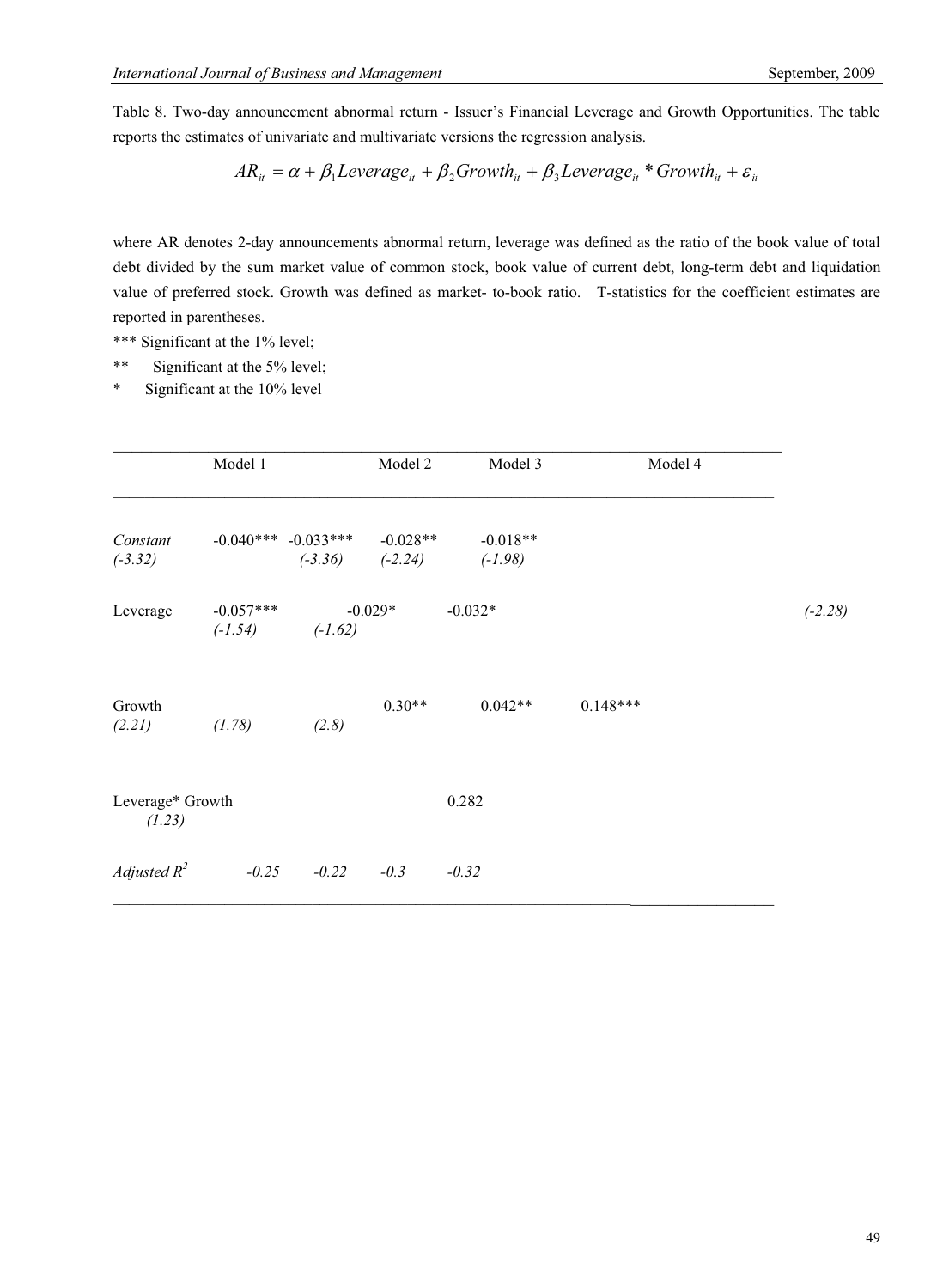Table 8. Two-day announcement abnormal return - Issuer's Financial Leverage and Growth Opportunities. The table reports the estimates of univariate and multivariate versions the regression analysis.

$$AR_{it} = \alpha + \beta_1 Leverage_{it} + \beta_2 Growth_{it} + \beta_3 Leverage_{it} * Growth_{it} + \varepsilon_{it}$$

where AR denotes 2-day announcements abnormal return, leverage was defined as the ratio of the book value of total debt divided by the sum market value of common stock, book value of current debt, long-term debt and liquidation value of preferred stock. Growth was defined as market- to-book ratio. T-statistics for the coefficient estimates are reported in parentheses.

*** Significant at the 1% level;

** Significant at the 5% level;

* Significant at the 10% level

| | Model 1 | Model 2 | Model 3 | Model 4 |
|---|---|---|---|---|
| *Constant* | -0.040*** | -0.033*** | -0.028** | -0.018** |
| | *(-3.32)* | *(-3.36)* | *(-2.24)* | *(-1.98)* |
| Leverage | -0.057*** | -0.029* | -0.032* | |
| | *(-1.54)* | *(-1.62)* | *(-2.28)* | |
| Growth | | 0.30** | 0.042** | 0.148*** |
| | | *(2.21)* | *(1.78)* | *(2.8)* |
| Leverage* Growth | | | 0.282 | |
| | | | *(1.23)* | |
| *Adjusted $R^2$* | *-0.25* | *-0.22* | *-0.3* | *-0.32* |